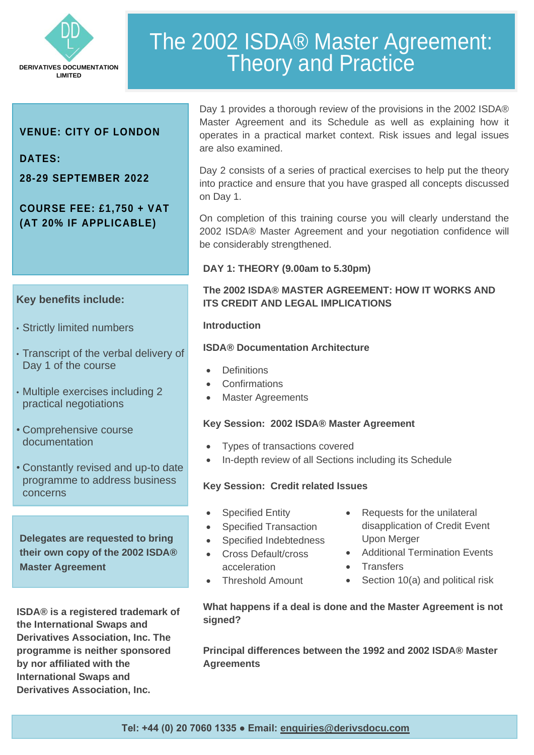DERIVATIVES DOCUMENTATION LIMITED

# The 2002 ISDA® Master Agreement: Theory and Practice

**VENUE: CITY OF LONDON**

**DATES:**

**28-29 SEPTEMBER 2022**

**COURSE FEE: £1,750 + VAT (AT 20% IF APPLICABLE)**

**Key benefits include:**

- Strictly limited numbers
- Transcript of the verbal delivery of Day 1 of the course
- Multiple exercises including 2 practical negotiations
- Comprehensive course documentation
- Constantly revised and up-to date programme to address business concerns

**Delegates are requested to bring their own copy of the 2002 ISDA® Master Agreement**

**ISDA® is a registered trademark of the International Swaps and Derivatives Association, Inc. The programme is neither sponsored by nor affiliated with the International Swaps and Derivatives Association, Inc.**

Day 1 provides a thorough review of the provisions in the 2002 ISDA® Master Agreement and its Schedule as well as explaining how it operates in a practical market context. Risk issues and legal issues are also examined.

Day 2 consists of a series of practical exercises to help put the theory into practice and ensure that you have grasped all concepts discussed on Day 1.

On completion of this training course you will clearly understand the 2002 ISDA® Master Agreement and your negotiation confidence will be considerably strengthened.

**DAY 1: THEORY (9.00am to 5.30pm)**

**THE 2002 ISDA® MASTER AGREEMENT: HOW IT WORKS AND ITS CREDIT AND LEGAL IMPLICATIONS**

**Introduction**

**ISDA® Documentation Architecture**

- Definitions
- Confirmations
- Master Agreements

**Key Session: 2002 ISDA® Master Agreement**

- Types of transactions covered
- In-depth review of all Sections including its Schedule

**Key Session: Credit related Issues**

- Specified Entity
- Specified Transaction
- Specified Indebtedness
- Cross Default/cross acceleration
- Threshold Amount
- Requests for the unilateral disapplication of Credit Event Upon Merger
- Additional Termination Events
- Transfers
- Section 10(a) and political risk

**What happens if a deal is done and the Master Agreement is not signed?**

**Principal differences between the 1992 and 2002 ISDA® Master Agreements**

**Tel: +44 (0) 20 7060 1335 ● Email: enquiries@derivsdocu.com**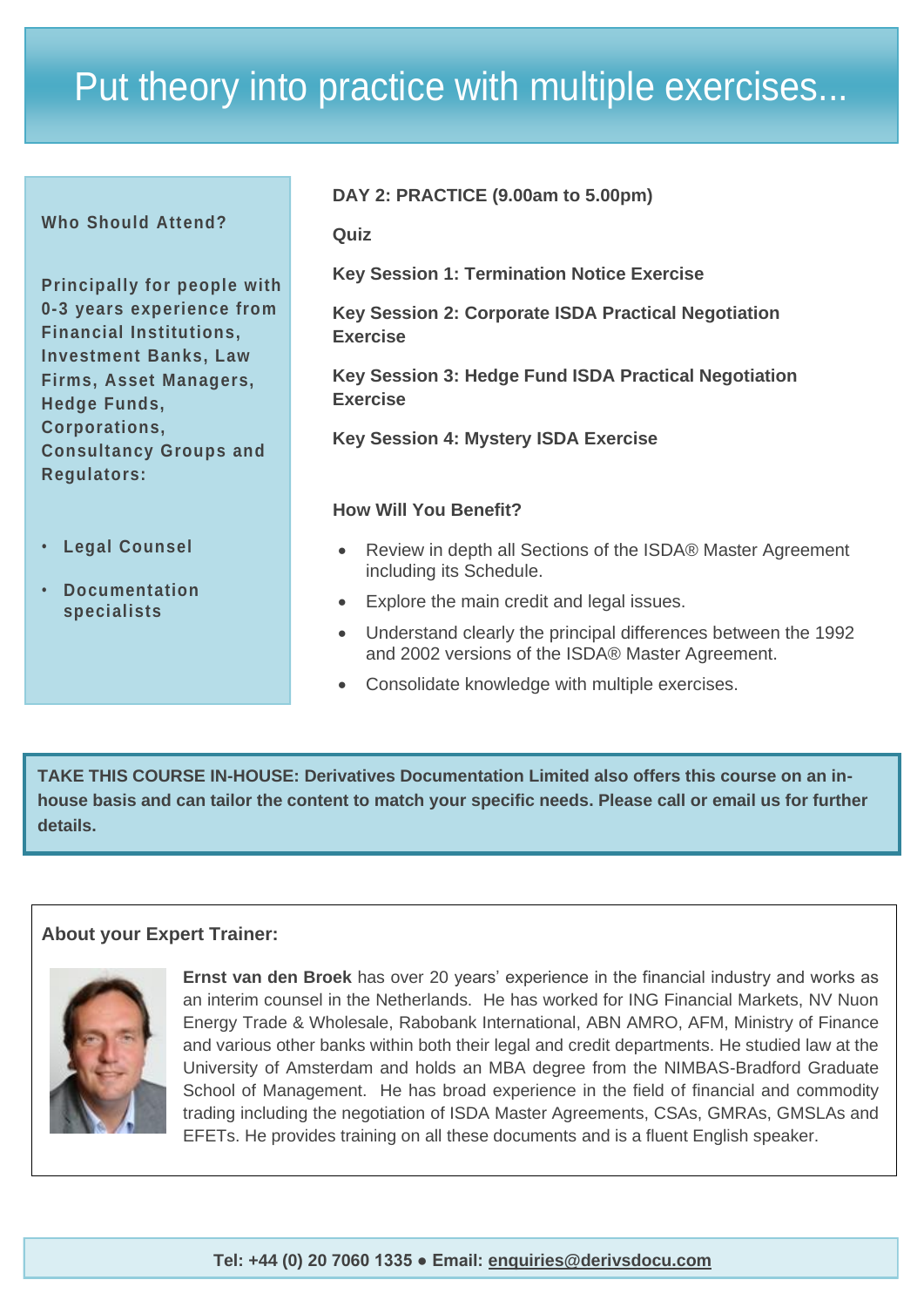# Put theory into practice with multiple exercises...

**Who Should Attend?**

**Principally for people with 0-3 years experience from Financial Institutions, Investment Banks, Law Firms, Asset Managers, Hedge Funds, Corporations, Consultancy Groups and Regulators:**

- **Legal Counsel**
- **Documentation specialists**

**DAY 2: PRACTICE (9.00am to 5.00pm)**

**Quiz**

**Key Session 1: Termination Notice Exercise**

**Key Session 2: Corporate ISDA Practical Negotiation Exercise**

**Key Session 3: Hedge Fund ISDA Practical Negotiation Exercise**

**Key Session 4: Mystery ISDA Exercise**

**How Will You Benefit?**

- Review in depth all Sections of the ISDA® Master Agreement including its Schedule.
- Explore the main credit and legal issues.
- Understand clearly the principal differences between the 1992 and 2002 versions of the ISDA® Master Agreement.
- Consolidate knowledge with multiple exercises.

**TAKE THIS COURSE IN-HOUSE: Derivatives Documentation Limited also offers this course on an in-house basis and can tailor the content to match your specific needs. Please call or email us for further details.**

**About your Expert Trainer:**

**Ernst van den Broek** has over 20 years' experience in the financial industry and works as an interim counsel in the Netherlands. He has worked for ING Financial Markets, NV Nuon Energy Trade & Wholesale, Rabobank International, ABN AMRO, AFM, Ministry of Finance and various other banks within both their legal and credit departments. He studied law at the University of Amsterdam and holds an MBA degree from the NIMBAS-Bradford Graduate School of Management. He has broad experience in the field of financial and commodity trading including the negotiation of ISDA Master Agreements, CSAs, GMRAs, GMSLAs and EFETs. He provides training on all these documents and is a fluent English speaker.

**Tel: +44 (0) 20 7060 1335 ● Email: enquiries@derivsdocu.com**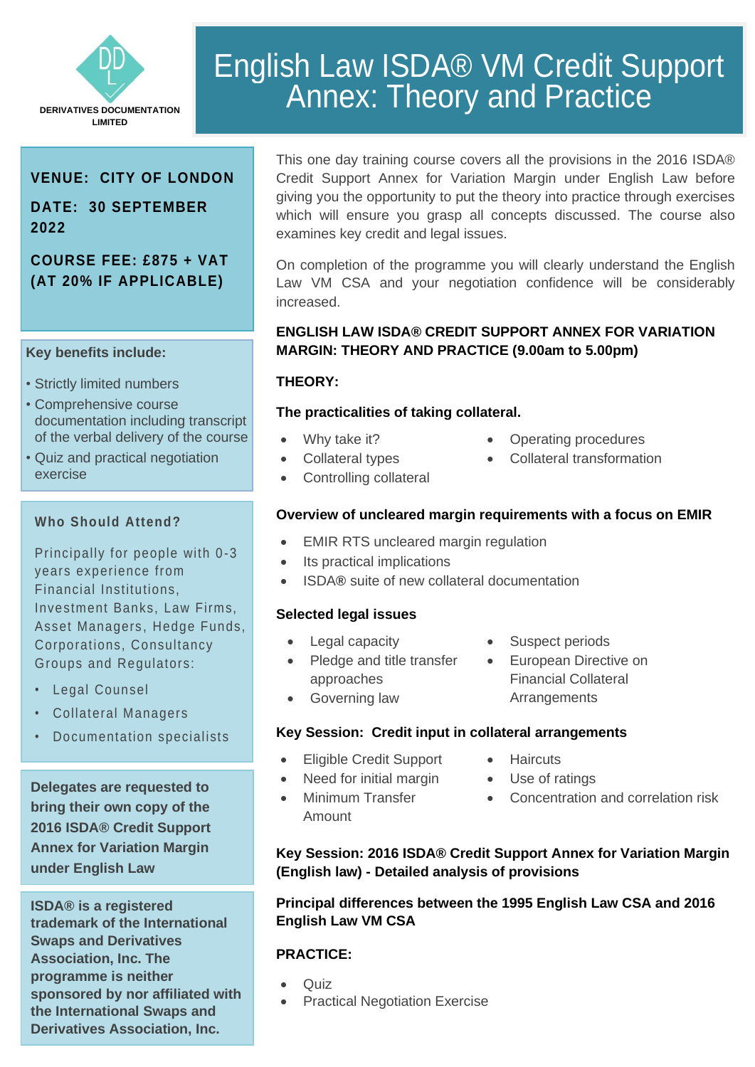DERIVATIVES DOCUMENTATION LIMITED

# English Law ISDA® VM Credit Support Annex: Theory and Practice

**VENUE: CITY OF LONDON**

**DATE: 30 SEPTEMBER 2022**

**COURSE FEE: £875 + VAT (AT 20% IF APPLICABLE)**

**Key benefits include:**

- Strictly limited numbers
- Comprehensive course documentation including transcript of the verbal delivery of the course
- Quiz and practical negotiation exercise

**Who Should Attend?**

Principally for people with 0-3 years experience from Financial Institutions, Investment Banks, Law Firms, Asset Managers, Hedge Funds, Corporations, Consultancy Groups and Regulators:

- Legal Counsel
- Collateral Managers
- Documentation specialists

**Delegates are requested to bring their own copy of the 2016 ISDA® Credit Support Annex for Variation Margin under English Law**

**ISDA® is a registered trademark of the International Swaps and Derivatives Association, Inc. The programme is neither sponsored by nor affiliated with the International Swaps and Derivatives Association, Inc.**

This one day training course covers all the provisions in the 2016 ISDA® Credit Support Annex for Variation Margin under English Law before giving you the opportunity to put the theory into practice through exercises which will ensure you grasp all concepts discussed. The course also examines key credit and legal issues.

On completion of the programme you will clearly understand the English Law VM CSA and your negotiation confidence will be considerably increased.

**ENGLISH LAW ISDA® CREDIT SUPPORT ANNEX FOR VARIATION MARGIN: THEORY AND PRACTICE (9.00am to 5.00pm)**

**THEORY:**

**The practicalities of taking collateral.**

- Why take it?
- Collateral types
- Controlling collateral
- Operating procedures
- Collateral transformation

**Overview of uncleared margin requirements with a focus on EMIR**

- EMIR RTS uncleared margin regulation
- Its practical implications
- ISDA® suite of new collateral documentation

**Selected legal issues**

- Legal capacity
- Pledge and title transfer approaches
- Governing law
- Suspect periods
- European Directive on Financial Collateral Arrangements

**Key Session: Credit input in collateral arrangements**

- Eligible Credit Support
- Need for initial margin
- Minimum Transfer Amount
- Haircuts
- Use of ratings
- Concentration and correlation risk

**Key Session: 2016 ISDA® Credit Support Annex for Variation Margin (English law) - Detailed analysis of provisions**

**Principal differences between the 1995 English Law CSA and 2016 English Law VM CSA**

**PRACTICE:**

- Quiz
- Practical Negotiation Exercise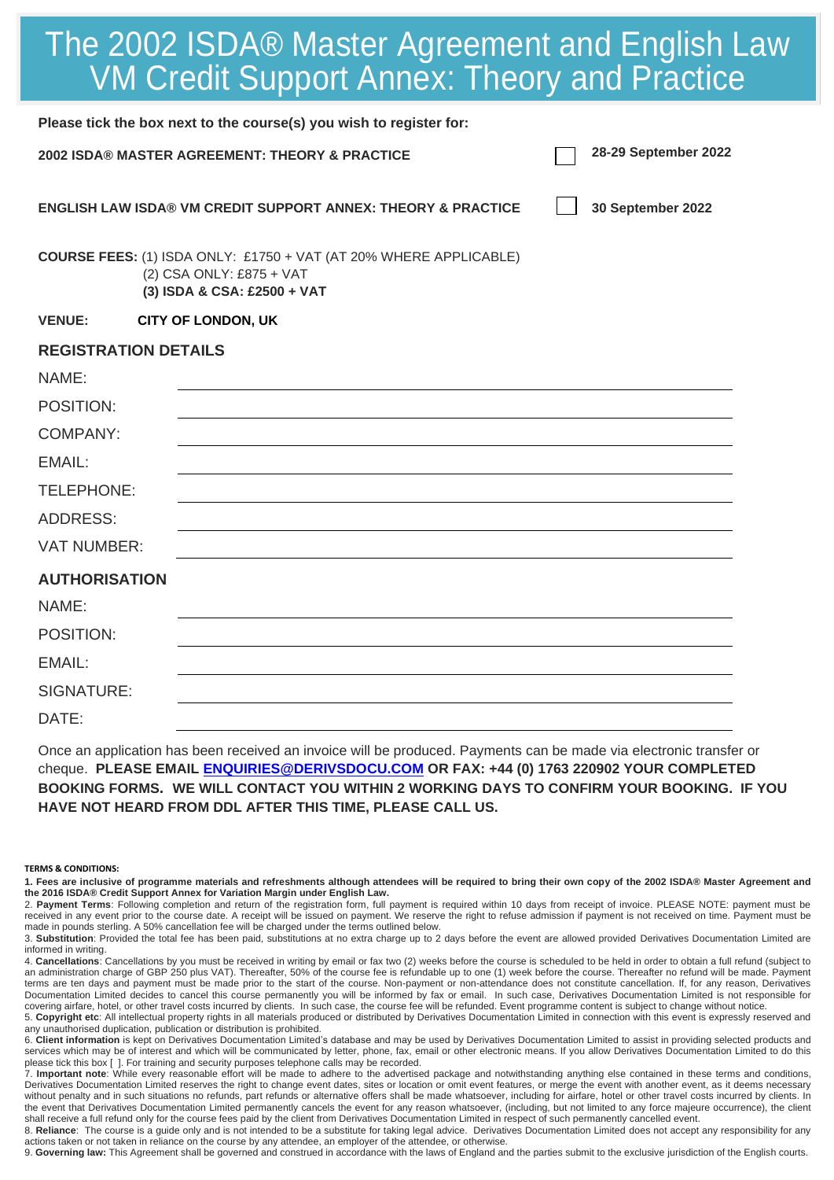# The 2002 ISDA® Master Agreement and English Law VM Credit Support Annex: Theory and Practice

**Please tick the box next to the course(s) you wish to register for:**

| | | |
|---|---|---|
| **2002 ISDA® MASTER AGREEMENT: THEORY & PRACTICE** | ☐ | **28-29 September 2022** |
| **ENGLISH LAW ISDA® VM CREDIT SUPPORT ANNEX: THEORY & PRACTICE** | ☐ | **30 September 2022** |

**COURSE FEES:** (1) ISDA ONLY: £1750 + VAT (AT 20% WHERE APPLICABLE)
(2) CSA ONLY: £875 + VAT
**(3) ISDA & CSA: £2500 + VAT**

**VENUE: CITY OF LONDON, UK**

## REGISTRATION DETAILS

NAME: ______________________________

POSITION: ______________________________

COMPANY: ______________________________

EMAIL: ______________________________

TELEPHONE: ______________________________

ADDRESS: ______________________________

VAT NUMBER: ______________________________

## AUTHORISATION

NAME: ______________________________

POSITION: ______________________________

EMAIL: ______________________________

SIGNATURE: ______________________________

DATE: ______________________________

Once an application has been received an invoice will be produced. Payments can be made via electronic transfer or cheque. **PLEASE EMAIL [ENQUIRIES@DERIVSDOCU.COM](mailto:ENQUIRIES@DERIVSDOCU.COM) OR FAX: +44 (0) 1763 220902 YOUR COMPLETED BOOKING FORMS. WE WILL CONTACT YOU WITHIN 2 WORKING DAYS TO CONFIRM YOUR BOOKING. IF YOU HAVE NOT HEARD FROM DDL AFTER THIS TIME, PLEASE CALL US.**

**TERMS & CONDITIONS:**

**1. Fees are inclusive of programme materials and refreshments although attendees will be required to bring their own copy of the 2002 ISDA® Master Agreement and the 2016 ISDA® Credit Support Annex for Variation Margin under English Law.**

2. **Payment Terms**: Following completion and return of the registration form, full payment is required within 10 days from receipt of invoice. PLEASE NOTE: payment must be received in any event prior to the course date. A receipt will be issued on payment. We reserve the right to refuse admission if payment is not received on time. Payment must be made in pounds sterling. A 50% cancellation fee will be charged under the terms outlined below.

3. **Substitution**: Provided the total fee has been paid, substitutions at no extra charge up to 2 days before the event are allowed provided Derivatives Documentation Limited are informed in writing.

4. **Cancellations**: Cancellations by you must be received in writing by email or fax two (2) weeks before the course is scheduled to be held in order to obtain a full refund (subject to an administration charge of GBP 250 plus VAT). Thereafter, 50% of the course fee is refundable up to one (1) week before the course. Thereafter no refund will be made. Payment terms are ten days and payment must be made prior to the start of the course. Non-payment or non-attendance does not constitute cancellation. If, for any reason, Derivatives Documentation Limited decides to cancel this course permanently you will be informed by fax or email. In such case, Derivatives Documentation Limited is not responsible for covering airfare, hotel, or other travel costs incurred by clients. In such case, the course fee will be refunded. Event programme content is subject to change without notice.

5. **Copyright etc**: All intellectual property rights in all materials produced or distributed by Derivatives Documentation Limited in connection with this event is expressly reserved and any unauthorised duplication, publication or distribution is prohibited.

6. **Client information** is kept on Derivatives Documentation Limited's database and may be used by Derivatives Documentation Limited to assist in providing selected products and services which may be of interest and which will be communicated by letter, phone, fax, email or other electronic means. If you allow Derivatives Documentation Limited to do this please tick this box [ ]. For training and security purposes telephone calls may be recorded.

7. **Important note**: While every reasonable effort will be made to adhere to the advertised package and notwithstanding anything else contained in these terms and conditions, Derivatives Documentation Limited reserves the right to change event dates, sites or location or omit event features, or merge the event with another event, as it deems necessary without penalty and in such situations no refunds, part refunds or alternative offers shall be made whatsoever, including for airfare, hotel or other travel costs incurred by clients. In the event that Derivatives Documentation Limited permanently cancels the event for any reason whatsoever, (including, but not limited to any force majeure occurrence), the client shall receive a full refund only for the course fees paid by the client from Derivatives Documentation Limited in respect of such permanently cancelled event.

8. **Reliance**: The course is a guide only and is not intended to be a substitute for taking legal advice. Derivatives Documentation Limited does not accept any responsibility for any actions taken or not taken in reliance on the course by any attendee, an employer of the attendee, or otherwise.

9. **Governing law:** This Agreement shall be governed and construed in accordance with the laws of England and the parties submit to the exclusive jurisdiction of the English courts.